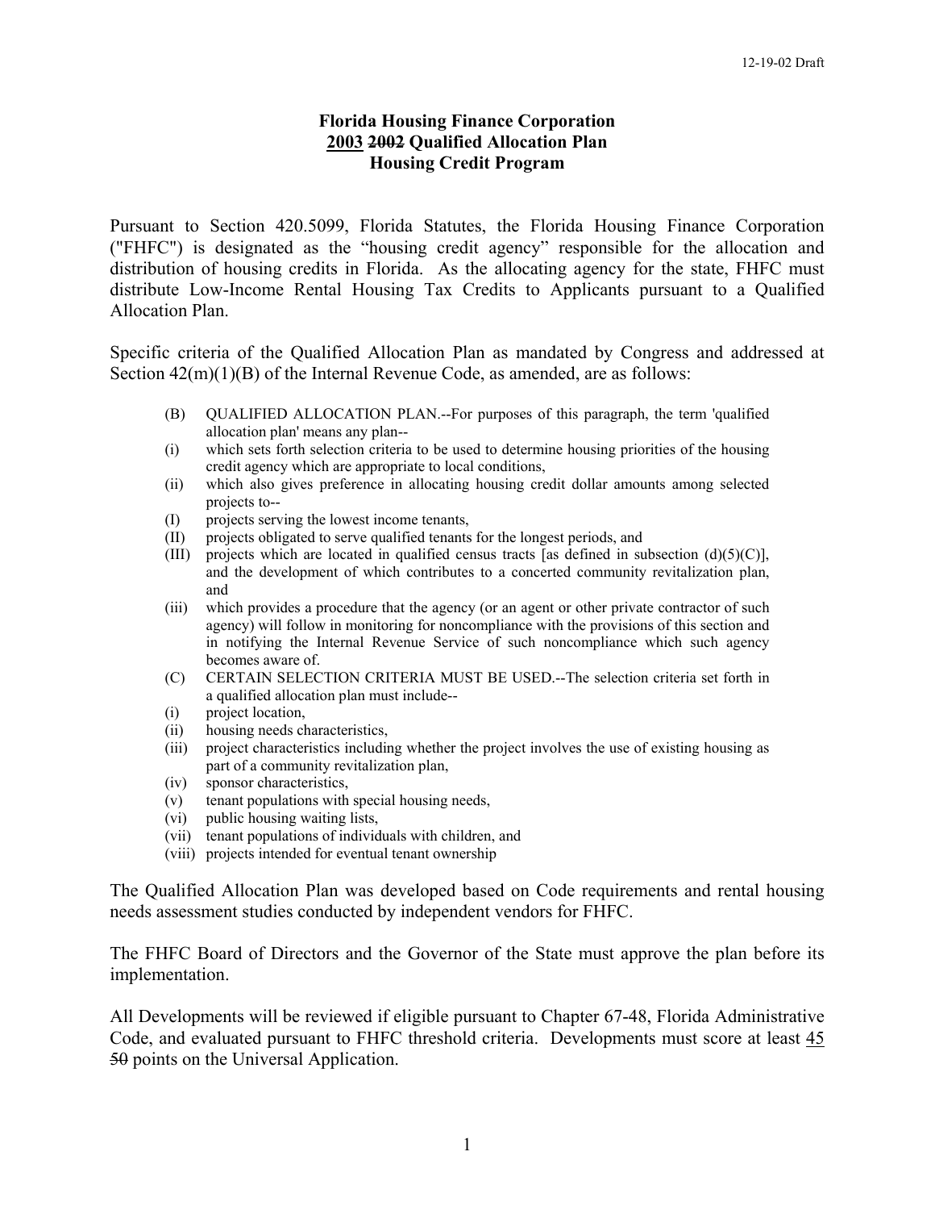12-19-02 Draft

# Florida Housing Finance Corporation
## <u>2003</u> ~~2002~~ Qualified Allocation Plan
## Housing Credit Program

Pursuant to Section 420.5099, Florida Statutes, the Florida Housing Finance Corporation ("FHFC") is designated as the "housing credit agency" responsible for the allocation and distribution of housing credits in Florida. As the allocating agency for the state, FHFC must distribute Low-Income Rental Housing Tax Credits to Applicants pursuant to a Qualified Allocation Plan.

Specific criteria of the Qualified Allocation Plan as mandated by Congress and addressed at Section 42(m)(1)(B) of the Internal Revenue Code, as amended, are as follows:

> (B) QUALIFIED ALLOCATION PLAN.--For purposes of this paragraph, the term 'qualified allocation plan' means any plan--
>
> (i) which sets forth selection criteria to be used to determine housing priorities of the housing credit agency which are appropriate to local conditions,
>
> (ii) which also gives preference in allocating housing credit dollar amounts among selected projects to--
>
> (I) projects serving the lowest income tenants,
>
> (II) projects obligated to serve qualified tenants for the longest periods, and
>
> (III) projects which are located in qualified census tracts [as defined in subsection (d)(5)(C)], and the development of which contributes to a concerted community revitalization plan, and
>
> (iii) which provides a procedure that the agency (or an agent or other private contractor of such agency) will follow in monitoring for noncompliance with the provisions of this section and in notifying the Internal Revenue Service of such noncompliance which such agency becomes aware of.
>
> (C) CERTAIN SELECTION CRITERIA MUST BE USED.--The selection criteria set forth in a qualified allocation plan must include--
>
> (i) project location,
>
> (ii) housing needs characteristics,
>
> (iii) project characteristics including whether the project involves the use of existing housing as part of a community revitalization plan,
>
> (iv) sponsor characteristics,
>
> (v) tenant populations with special housing needs,
>
> (vi) public housing waiting lists,
>
> (vii) tenant populations of individuals with children, and
>
> (viii) projects intended for eventual tenant ownership

The Qualified Allocation Plan was developed based on Code requirements and rental housing needs assessment studies conducted by independent vendors for FHFC.

The FHFC Board of Directors and the Governor of the State must approve the plan before its implementation.

All Developments will be reviewed if eligible pursuant to Chapter 67-48, Florida Administrative Code, and evaluated pursuant to FHFC threshold criteria. Developments must score at least <u>45</u> ~~50~~ points on the Universal Application.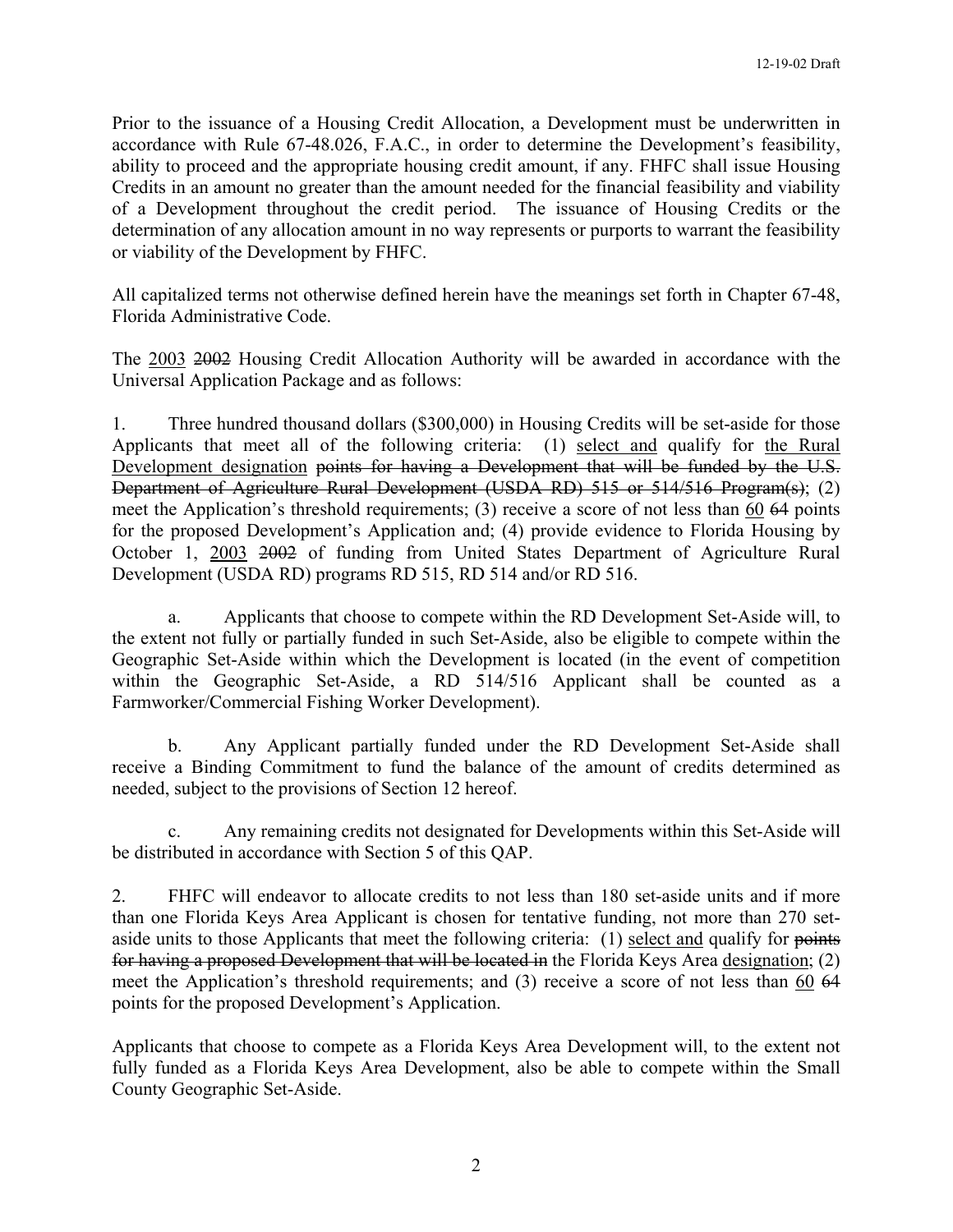Prior to the issuance of a Housing Credit Allocation, a Development must be underwritten in accordance with Rule 67-48.026, F.A.C., in order to determine the Development's feasibility, ability to proceed and the appropriate housing credit amount, if any. FHFC shall issue Housing Credits in an amount no greater than the amount needed for the financial feasibility and viability of a Development throughout the credit period. The issuance of Housing Credits or the determination of any allocation amount in no way represents or purports to warrant the feasibility or viability of the Development by FHFC.

All capitalized terms not otherwise defined herein have the meanings set forth in Chapter 67-48, Florida Administrative Code.

The 2003 ~~2002~~ Housing Credit Allocation Authority will be awarded in accordance with the Universal Application Package and as follows:

1. Three hundred thousand dollars ($300,000) in Housing Credits will be set-aside for those Applicants that meet all of the following criteria: (1) select and qualify for the Rural Development designation ~~points for having a Development that will be funded by the U.S. Department of Agriculture Rural Development (USDA RD) 515 or 514/516 Program(s)~~; (2) meet the Application's threshold requirements; (3) receive a score of not less than 60 ~~64~~ points for the proposed Development's Application and; (4) provide evidence to Florida Housing by October 1, 2003 ~~2002~~ of funding from United States Department of Agriculture Rural Development (USDA RD) programs RD 515, RD 514 and/or RD 516.

   a. Applicants that choose to compete within the RD Development Set-Aside will, to the extent not fully or partially funded in such Set-Aside, also be eligible to compete within the Geographic Set-Aside within which the Development is located (in the event of competition within the Geographic Set-Aside, a RD 514/516 Applicant shall be counted as a Farmworker/Commercial Fishing Worker Development).

   b. Any Applicant partially funded under the RD Development Set-Aside shall receive a Binding Commitment to fund the balance of the amount of credits determined as needed, subject to the provisions of Section 12 hereof.

   c. Any remaining credits not designated for Developments within this Set-Aside will be distributed in accordance with Section 5 of this QAP.

2. FHFC will endeavor to allocate credits to not less than 180 set-aside units and if more than one Florida Keys Area Applicant is chosen for tentative funding, not more than 270 set-aside units to those Applicants that meet the following criteria: (1) select and qualify for ~~points for having a proposed Development that will be located in~~ the Florida Keys Area designation; (2) meet the Application's threshold requirements; and (3) receive a score of not less than 60 ~~64~~ points for the proposed Development's Application.

Applicants that choose to compete as a Florida Keys Area Development will, to the extent not fully funded as a Florida Keys Area Development, also be able to compete within the Small County Geographic Set-Aside.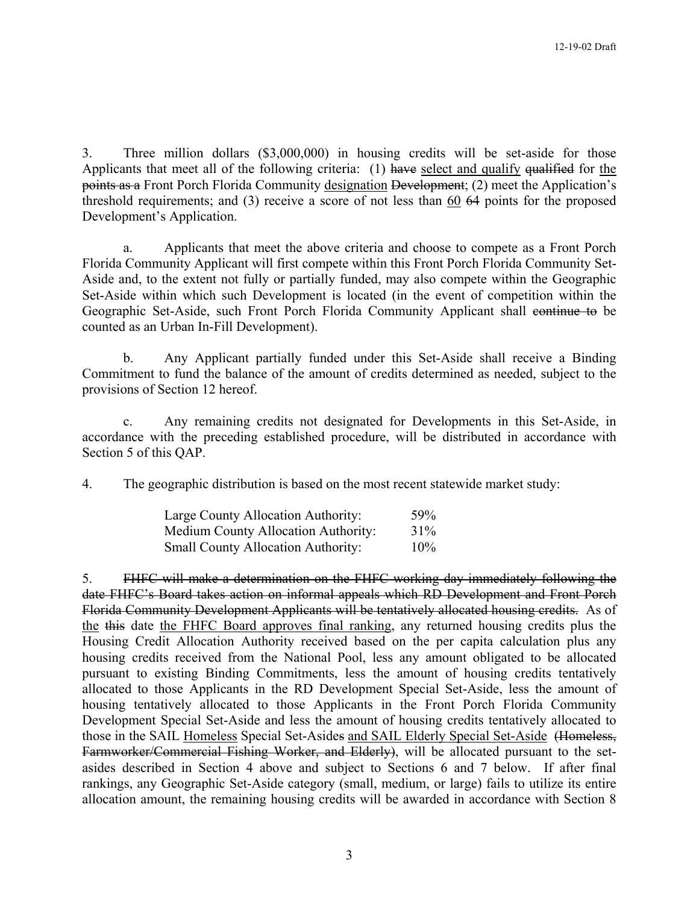3. Three million dollars ($3,000,000) in housing credits will be set-aside for those Applicants that meet all of the following criteria: (1) ~~have~~ <u>select and qualify</u> ~~qualified~~ for <u>the</u> ~~points as a~~ Front Porch Florida Community <u>designation</u> ~~Development~~; (2) meet the Application's threshold requirements; and (3) receive a score of not less than <u>60</u> ~~64~~ points for the proposed Development's Application.

a. Applicants that meet the above criteria and choose to compete as a Front Porch Florida Community Applicant will first compete within this Front Porch Florida Community Set-Aside and, to the extent not fully or partially funded, may also compete within the Geographic Set-Aside within which such Development is located (in the event of competition within the Geographic Set-Aside, such Front Porch Florida Community Applicant shall ~~continue to~~ be counted as an Urban In-Fill Development).

b. Any Applicant partially funded under this Set-Aside shall receive a Binding Commitment to fund the balance of the amount of credits determined as needed, subject to the provisions of Section 12 hereof.

c. Any remaining credits not designated for Developments in this Set-Aside, in accordance with the preceding established procedure, will be distributed in accordance with Section 5 of this QAP.

4. The geographic distribution is based on the most recent statewide market study:

| | |
|---|---|
| Large County Allocation Authority: | 59% |
| Medium County Allocation Authority: | 31% |
| Small County Allocation Authority: | 10% |

5. ~~FHFC will make a determination on the FHFC working day immediately following the date FHFC's Board takes action on informal appeals which RD Development and Front Porch Florida Community Development Applicants will be tentatively allocated housing credits.~~ As of <u>the</u> ~~this~~ date <u>the FHFC Board approves final ranking</u>, any returned housing credits plus the Housing Credit Allocation Authority received based on the per capita calculation plus any housing credits received from the National Pool, less any amount obligated to be allocated pursuant to existing Binding Commitments, less the amount of housing credits tentatively allocated to those Applicants in the RD Development Special Set-Aside, less the amount of housing tentatively allocated to those Applicants in the Front Porch Florida Community Development Special Set-Aside and less the amount of housing credits tentatively allocated to those in the SAIL <u>Homeless</u> Special Set-Aside~~s~~ <u>and SAIL Elderly Special Set-Aside</u> ~~(Homeless, Farmworker/Commercial Fishing Worker, and Elderly)~~, will be allocated pursuant to the set-asides described in Section 4 above and subject to Sections 6 and 7 below. If after final rankings, any Geographic Set-Aside category (small, medium, or large) fails to utilize its entire allocation amount, the remaining housing credits will be awarded in accordance with Section 8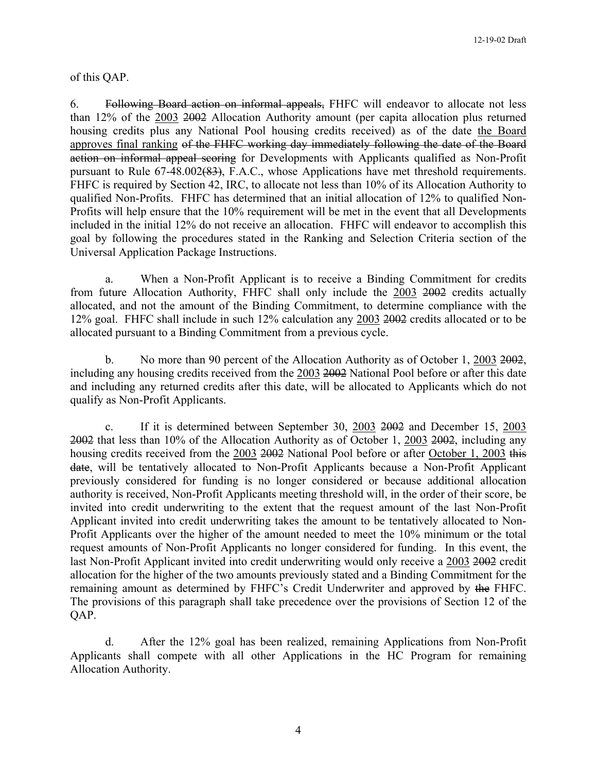of this QAP.

6. ~~Following Board action on informal appeals,~~ FHFC will endeavor to allocate not less than 12% of the <u>2003</u> ~~2002~~ Allocation Authority amount (per capita allocation plus returned housing credits plus any National Pool housing credits received) as of the date <u>the Board approves final ranking</u> ~~of the FHFC working day immediately following the date of the Board action on informal appeal scoring~~ for Developments with Applicants qualified as Non-Profit pursuant to Rule 67-48.002~~(83)~~, F.A.C., whose Applications have met threshold requirements. FHFC is required by Section 42, IRC, to allocate not less than 10% of its Allocation Authority to qualified Non-Profits. FHFC has determined that an initial allocation of 12% to qualified Non-Profits will help ensure that the 10% requirement will be met in the event that all Developments included in the initial 12% do not receive an allocation. FHFC will endeavor to accomplish this goal by following the procedures stated in the Ranking and Selection Criteria section of the Universal Application Package Instructions.

a. When a Non-Profit Applicant is to receive a Binding Commitment for credits from future Allocation Authority, FHFC shall only include the <u>2003</u> ~~2002~~ credits actually allocated, and not the amount of the Binding Commitment, to determine compliance with the 12% goal. FHFC shall include in such 12% calculation any <u>2003</u> ~~2002~~ credits allocated or to be allocated pursuant to a Binding Commitment from a previous cycle.

b. No more than 90 percent of the Allocation Authority as of October 1, <u>2003</u> ~~2002~~, including any housing credits received from the <u>2003</u> ~~2002~~ National Pool before or after this date and including any returned credits after this date, will be allocated to Applicants which do not qualify as Non-Profit Applicants.

c. If it is determined between September 30, <u>2003</u> ~~2002~~ and December 15, <u>2003</u> ~~2002~~ that less than 10% of the Allocation Authority as of October 1, <u>2003</u> ~~2002~~, including any housing credits received from the <u>2003</u> ~~2002~~ National Pool before or after <u>October 1, 2003</u> ~~this date~~, will be tentatively allocated to Non-Profit Applicants because a Non-Profit Applicant previously considered for funding is no longer considered or because additional allocation authority is received, Non-Profit Applicants meeting threshold will, in the order of their score, be invited into credit underwriting to the extent that the request amount of the last Non-Profit Applicant invited into credit underwriting takes the amount to be tentatively allocated to Non-Profit Applicants over the higher of the amount needed to meet the 10% minimum or the total request amounts of Non-Profit Applicants no longer considered for funding. In this event, the last Non-Profit Applicant invited into credit underwriting would only receive a <u>2003</u> ~~2002~~ credit allocation for the higher of the two amounts previously stated and a Binding Commitment for the remaining amount as determined by FHFC's Credit Underwriter and approved by ~~the~~ FHFC. The provisions of this paragraph shall take precedence over the provisions of Section 12 of the QAP.

d. After the 12% goal has been realized, remaining Applications from Non-Profit Applicants shall compete with all other Applications in the HC Program for remaining Allocation Authority.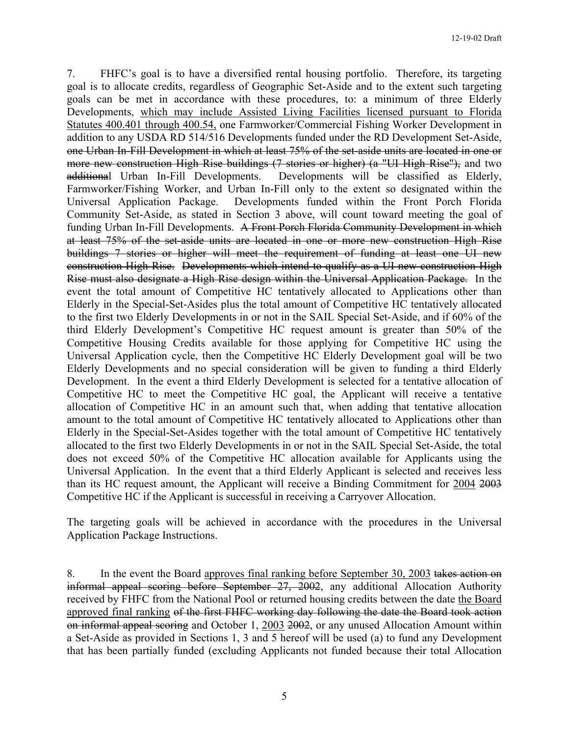7. FHFC's goal is to have a diversified rental housing portfolio. Therefore, its targeting goal is to allocate credits, regardless of Geographic Set-Aside and to the extent such targeting goals can be met in accordance with these procedures, to: a minimum of three Elderly Developments, <u>which may include Assisted Living Facilities licensed pursuant to Florida Statutes 400.401 through 400.54,</u> one Farmworker/Commercial Fishing Worker Development in addition to any USDA RD 514/516 Developments funded under the RD Development Set-Aside, ~~one Urban In-Fill Development in which at least 75% of the set-aside units are located in one or more new construction High Rise buildings (7 stories or higher) (a "UI High Rise"),~~ and two ~~additiona~~l Urban In-Fill Developments. Developments will be classified as Elderly, Farmworker/Fishing Worker, and Urban In-Fill only to the extent so designated within the Universal Application Package. Developments funded within the Front Porch Florida Community Set-Aside, as stated in Section 3 above, will count toward meeting the goal of funding Urban In-Fill Developments. ~~A Front Porch Florida Community Development in which at least 75% of the set-aside units are located in one or more new construction High Rise buildings 7 stories or higher will meet the requirement of funding at least one UI new construction High Rise. Developments which intend to qualify as a UI new construction High Rise must also designate a High Rise design within the Universal Application Package.~~ In the event the total amount of Competitive HC tentatively allocated to Applications other than Elderly in the Special-Set-Asides plus the total amount of Competitive HC tentatively allocated to the first two Elderly Developments in or not in the SAIL Special Set-Aside, and if 60% of the third Elderly Development's Competitive HC request amount is greater than 50% of the Competitive Housing Credits available for those applying for Competitive HC using the Universal Application cycle, then the Competitive HC Elderly Development goal will be two Elderly Developments and no special consideration will be given to funding a third Elderly Development. In the event a third Elderly Development is selected for a tentative allocation of Competitive HC to meet the Competitive HC goal, the Applicant will receive a tentative allocation of Competitive HC in an amount such that, when adding that tentative allocation amount to the total amount of Competitive HC tentatively allocated to Applications other than Elderly in the Special-Set-Asides together with the total amount of Competitive HC tentatively allocated to the first two Elderly Developments in or not in the SAIL Special Set-Aside, the total does not exceed 50% of the Competitive HC allocation available for Applicants using the Universal Application. In the event that a third Elderly Applicant is selected and receives less than its HC request amount, the Applicant will receive a Binding Commitment for <u>2004</u> ~~2003~~ Competitive HC if the Applicant is successful in receiving a Carryover Allocation.

The targeting goals will be achieved in accordance with the procedures in the Universal Application Package Instructions.

8. In the event the Board <u>approves final ranking before September 30, 2003</u> ~~takes action on informal appeal scoring before September 27, 2002~~, any additional Allocation Authority received by FHFC from the National Pool or returned housing credits between the date <u>the Board approved final ranking</u> ~~of the first FHFC working day following the date the Board took action on informal appeal scoring~~ and October 1, <u>2003</u> ~~2002~~, or any unused Allocation Amount within a Set-Aside as provided in Sections 1, 3 and 5 hereof will be used (a) to fund any Development that has been partially funded (excluding Applicants not funded because their total Allocation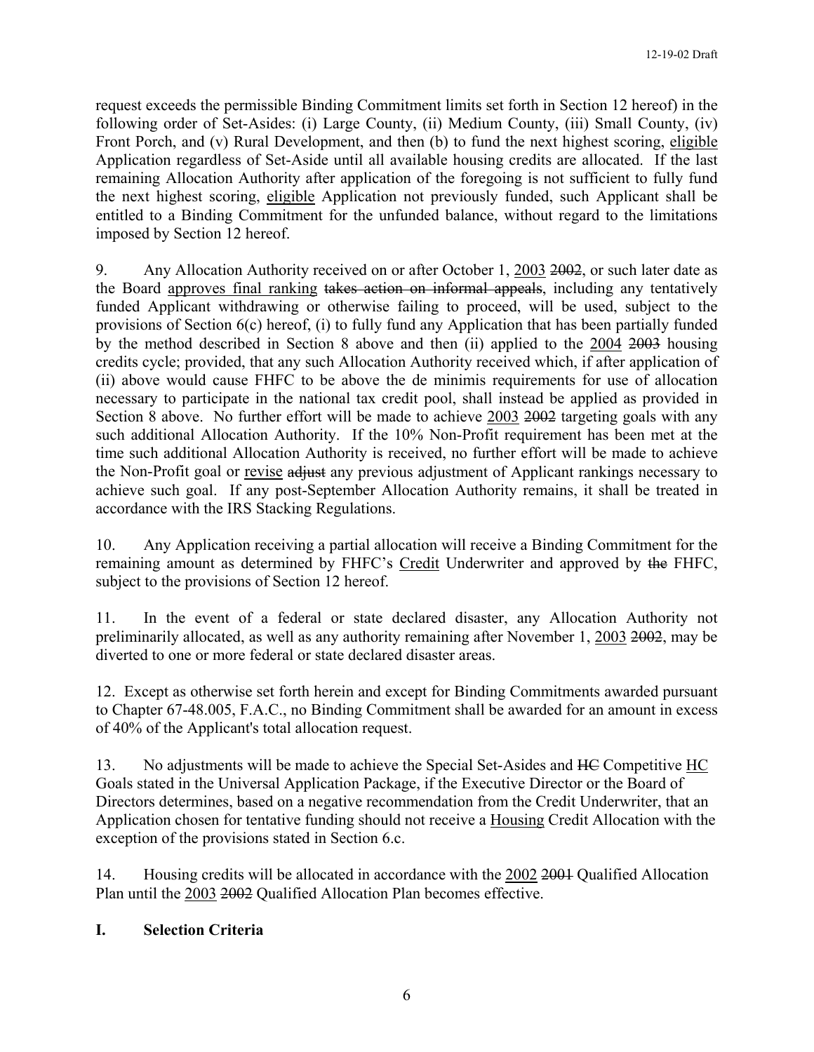request exceeds the permissible Binding Commitment limits set forth in Section 12 hereof) in the following order of Set-Asides: (i) Large County, (ii) Medium County, (iii) Small County, (iv) Front Porch, and (v) Rural Development, and then (b) to fund the next highest scoring, eligible Application regardless of Set-Aside until all available housing credits are allocated. If the last remaining Allocation Authority after application of the foregoing is not sufficient to fully fund the next highest scoring, eligible Application not previously funded, such Applicant shall be entitled to a Binding Commitment for the unfunded balance, without regard to the limitations imposed by Section 12 hereof.

9. Any Allocation Authority received on or after October 1, 2003 ~~2002~~, or such later date as the Board approves final ranking ~~takes action on informal appeals~~, including any tentatively funded Applicant withdrawing or otherwise failing to proceed, will be used, subject to the provisions of Section 6(c) hereof, (i) to fully fund any Application that has been partially funded by the method described in Section 8 above and then (ii) applied to the 2004 ~~2003~~ housing credits cycle; provided, that any such Allocation Authority received which, if after application of (ii) above would cause FHFC to be above the de minimis requirements for use of allocation necessary to participate in the national tax credit pool, shall instead be applied as provided in Section 8 above. No further effort will be made to achieve 2003 ~~2002~~ targeting goals with any such additional Allocation Authority. If the 10% Non-Profit requirement has been met at the time such additional Allocation Authority is received, no further effort will be made to achieve the Non-Profit goal or revise ~~adjust~~ any previous adjustment of Applicant rankings necessary to achieve such goal. If any post-September Allocation Authority remains, it shall be treated in accordance with the IRS Stacking Regulations.

10. Any Application receiving a partial allocation will receive a Binding Commitment for the remaining amount as determined by FHFC's Credit Underwriter and approved by ~~the~~ FHFC, subject to the provisions of Section 12 hereof.

11. In the event of a federal or state declared disaster, any Allocation Authority not preliminarily allocated, as well as any authority remaining after November 1, 2003 ~~2002~~, may be diverted to one or more federal or state declared disaster areas.

12. Except as otherwise set forth herein and except for Binding Commitments awarded pursuant to Chapter 67-48.005, F.A.C., no Binding Commitment shall be awarded for an amount in excess of 40% of the Applicant's total allocation request.

13. No adjustments will be made to achieve the Special Set-Asides and ~~HC~~ Competitive HC Goals stated in the Universal Application Package, if the Executive Director or the Board of Directors determines, based on a negative recommendation from the Credit Underwriter, that an Application chosen for tentative funding should not receive a Housing Credit Allocation with the exception of the provisions stated in Section 6.c.

14. Housing credits will be allocated in accordance with the 2002 ~~2001~~ Qualified Allocation Plan until the 2003 ~~2002~~ Qualified Allocation Plan becomes effective.

## I. Selection Criteria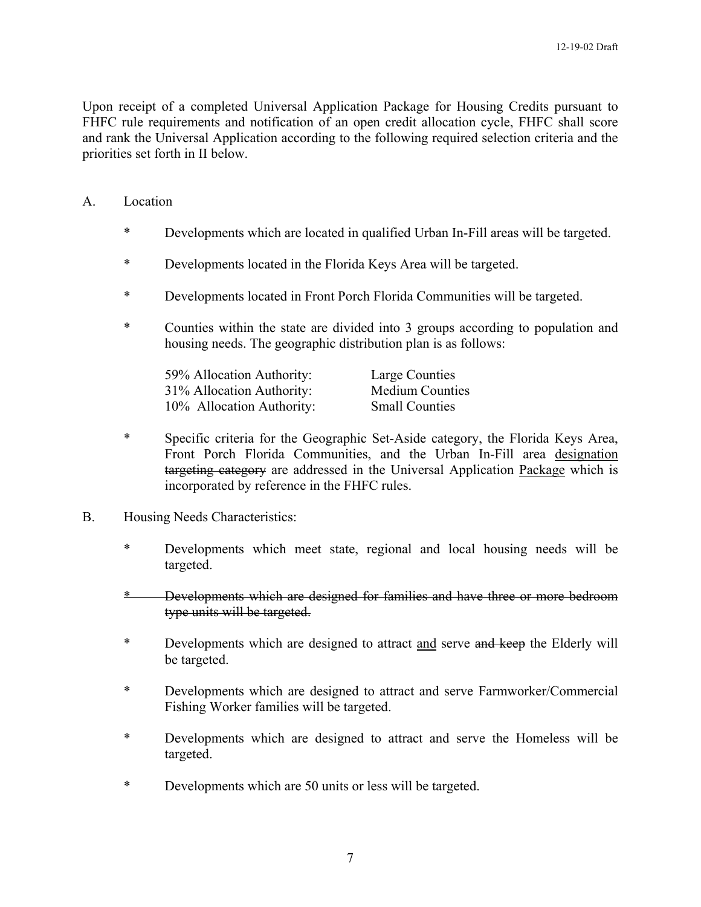Upon receipt of a completed Universal Application Package for Housing Credits pursuant to FHFC rule requirements and notification of an open credit allocation cycle, FHFC shall score and rank the Universal Application according to the following required selection criteria and the priorities set forth in II below.

A. Location

- Developments which are located in qualified Urban In-Fill areas will be targeted.
- Developments located in the Florida Keys Area will be targeted.
- Developments located in Front Porch Florida Communities will be targeted.
- Counties within the state are divided into 3 groups according to population and housing needs. The geographic distribution plan is as follows:

| | |
|---|---|
| 59% Allocation Authority: | Large Counties |
| 31% Allocation Authority: | Medium Counties |
| 10% Allocation Authority: | Small Counties |

- Specific criteria for the Geographic Set-Aside category, the Florida Keys Area, Front Porch Florida Communities, and the Urban In-Fill area <u>designation</u> ~~targeting category~~ are addressed in the Universal Application <u>Package</u> which is incorporated by reference in the FHFC rules.

B. Housing Needs Characteristics:

- Developments which meet state, regional and local housing needs will be targeted.
- ~~Developments which are designed for families and have three or more bedroom type units will be targeted.~~
- Developments which are designed to attract <u>and</u> serve ~~and keep~~ the Elderly will be targeted.
- Developments which are designed to attract and serve Farmworker/Commercial Fishing Worker families will be targeted.
- Developments which are designed to attract and serve the Homeless will be targeted.
- Developments which are 50 units or less will be targeted.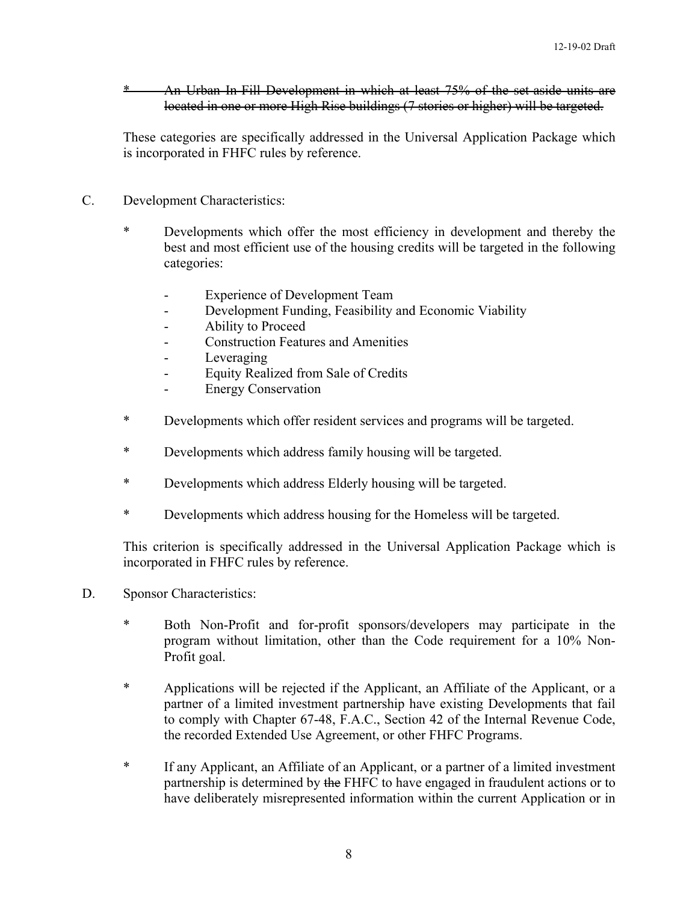*	~~An Urban In-Fill Development in which at least 75% of the set-aside units are located in one or more High Rise buildings (7 stories or higher) will be targeted.~~

These categories are specifically addressed in the Universal Application Package which is incorporated in FHFC rules by reference.

C. Development Characteristics:

* Developments which offer the most efficiency in development and thereby the best and most efficient use of the housing credits will be targeted in the following categories:

  - Experience of Development Team
  - Development Funding, Feasibility and Economic Viability
  - Ability to Proceed
  - Construction Features and Amenities
  - Leveraging
  - Equity Realized from Sale of Credits
  - Energy Conservation

* Developments which offer resident services and programs will be targeted.

* Developments which address family housing will be targeted.

* Developments which address Elderly housing will be targeted.

* Developments which address housing for the Homeless will be targeted.

This criterion is specifically addressed in the Universal Application Package which is incorporated in FHFC rules by reference.

D. Sponsor Characteristics:

* Both Non-Profit and for-profit sponsors/developers may participate in the program without limitation, other than the Code requirement for a 10% Non-Profit goal.

* Applications will be rejected if the Applicant, an Affiliate of the Applicant, or a partner of a limited investment partnership have existing Developments that fail to comply with Chapter 67-48, F.A.C., Section 42 of the Internal Revenue Code, the recorded Extended Use Agreement, or other FHFC Programs.

* If any Applicant, an Affiliate of an Applicant, or a partner of a limited investment partnership is determined by ~~the~~ FHFC to have engaged in fraudulent actions or to have deliberately misrepresented information within the current Application or in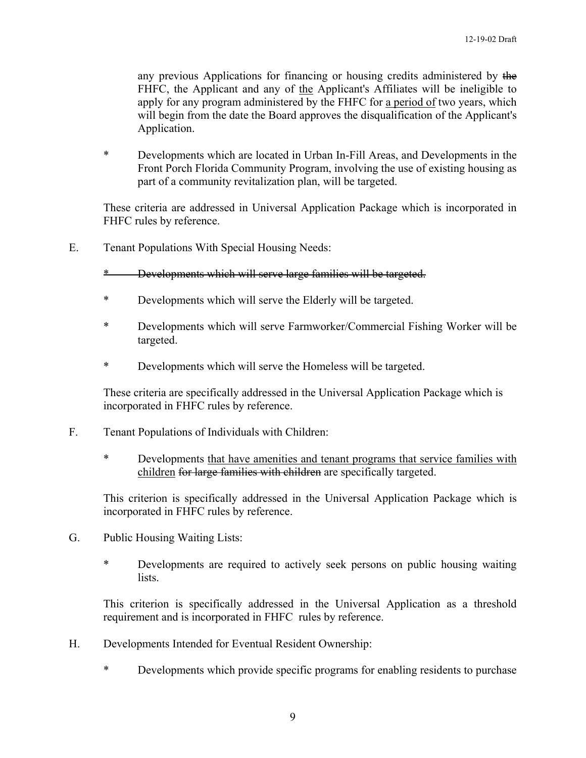any previous Applications for financing or housing credits administered by ~~the~~ FHFC, the Applicant and any of <u>the</u> Applicant's Affiliates will be ineligible to apply for any program administered by the FHFC for <u>a period of</u> two years, which will begin from the date the Board approves the disqualification of the Applicant's Application.

\* Developments which are located in Urban In-Fill Areas, and Developments in the Front Porch Florida Community Program, involving the use of existing housing as part of a community revitalization plan, will be targeted.

These criteria are addressed in Universal Application Package which is incorporated in FHFC rules by reference.

E. Tenant Populations With Special Housing Needs:

~~\* Developments which will serve large families will be targeted.~~

\* Developments which will serve the Elderly will be targeted.

\* Developments which will serve Farmworker/Commercial Fishing Worker will be targeted.

\* Developments which will serve the Homeless will be targeted.

These criteria are specifically addressed in the Universal Application Package which is incorporated in FHFC rules by reference.

F. Tenant Populations of Individuals with Children:

\* Developments <u>that have amenities and tenant programs that service families with children</u> ~~for large families with children~~ are specifically targeted.

This criterion is specifically addressed in the Universal Application Package which is incorporated in FHFC rules by reference.

G. Public Housing Waiting Lists:

\* Developments are required to actively seek persons on public housing waiting lists.

This criterion is specifically addressed in the Universal Application as a threshold requirement and is incorporated in FHFC rules by reference.

H. Developments Intended for Eventual Resident Ownership:

\* Developments which provide specific programs for enabling residents to purchase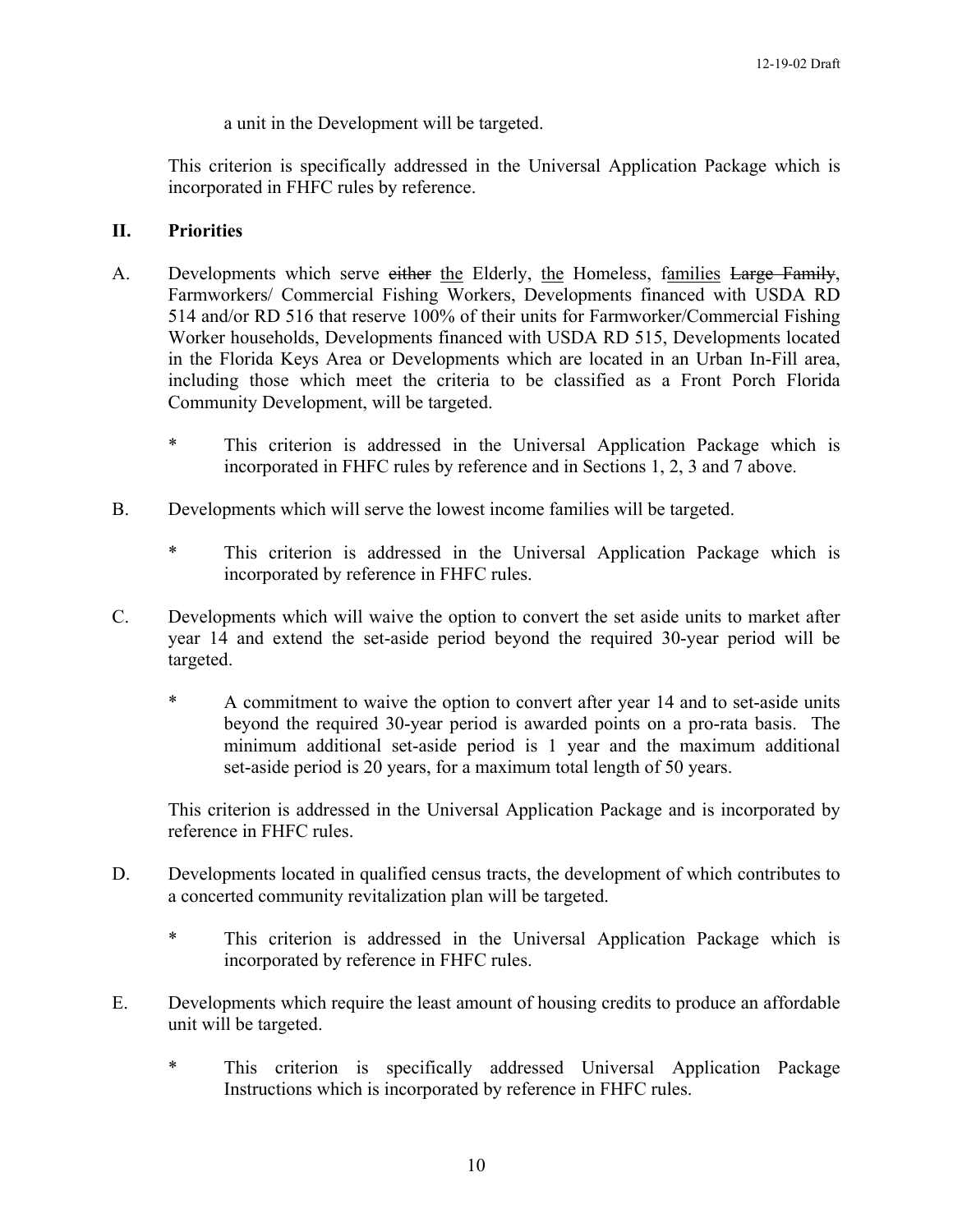a unit in the Development will be targeted.

This criterion is specifically addressed in the Universal Application Package which is incorporated in FHFC rules by reference.

## II. Priorities

A. Developments which serve ~~either~~ the Elderly, the Homeless, families ~~Large Family~~, Farmworkers/ Commercial Fishing Workers, Developments financed with USDA RD 514 and/or RD 516 that reserve 100% of their units for Farmworker/Commercial Fishing Worker households, Developments financed with USDA RD 515, Developments located in the Florida Keys Area or Developments which are located in an Urban In-Fill area, including those which meet the criteria to be classified as a Front Porch Florida Community Development, will be targeted.

   * This criterion is addressed in the Universal Application Package which is incorporated in FHFC rules by reference and in Sections 1, 2, 3 and 7 above.

B. Developments which will serve the lowest income families will be targeted.

   * This criterion is addressed in the Universal Application Package which is incorporated by reference in FHFC rules.

C. Developments which will waive the option to convert the set aside units to market after year 14 and extend the set-aside period beyond the required 30-year period will be targeted.

   * A commitment to waive the option to convert after year 14 and to set-aside units beyond the required 30-year period is awarded points on a pro-rata basis. The minimum additional set-aside period is 1 year and the maximum additional set-aside period is 20 years, for a maximum total length of 50 years.

   This criterion is addressed in the Universal Application Package and is incorporated by reference in FHFC rules.

D. Developments located in qualified census tracts, the development of which contributes to a concerted community revitalization plan will be targeted.

   * This criterion is addressed in the Universal Application Package which is incorporated by reference in FHFC rules.

E. Developments which require the least amount of housing credits to produce an affordable unit will be targeted.

   * This criterion is specifically addressed Universal Application Package Instructions which is incorporated by reference in FHFC rules.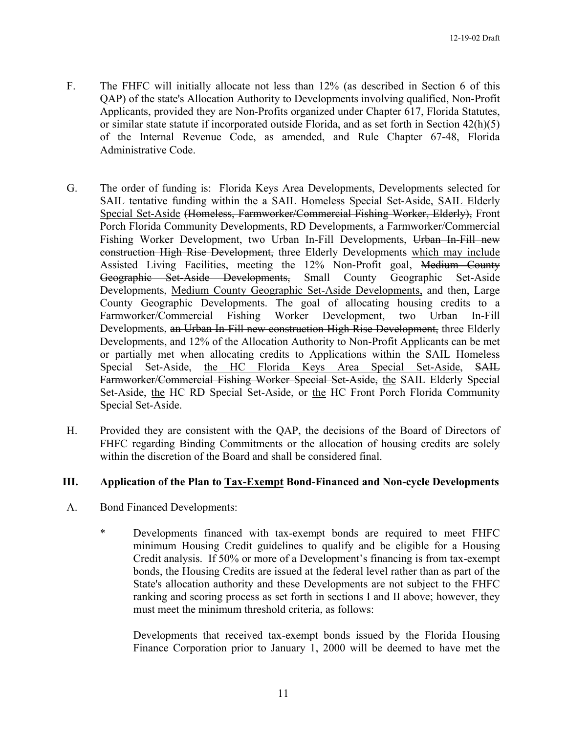F. The FHFC will initially allocate not less than 12% (as described in Section 6 of this QAP) of the state's Allocation Authority to Developments involving qualified, Non-Profit Applicants, provided they are Non-Profits organized under Chapter 617, Florida Statutes, or similar state statute if incorporated outside Florida, and as set forth in Section 42(h)(5) of the Internal Revenue Code, as amended, and Rule Chapter 67-48, Florida Administrative Code.

G. The order of funding is: Florida Keys Area Developments, Developments selected for SAIL tentative funding within <u>the</u> ~~a~~ SAIL <u>Homeless</u> Special Set-Aside<u>, SAIL Elderly Special Set-Aside</u> ~~(Homeless, Farmworker/Commercial Fishing Worker, Elderly),~~ Front Porch Florida Community Developments, RD Developments, a Farmworker/Commercial Fishing Worker Development, two Urban In-Fill Developments, ~~Urban In-Fill new construction High Rise Development,~~ three Elderly Developments <u>which may include Assisted Living Facilities</u>, meeting the 12% Non-Profit goal, ~~Medium County Geographic Set-Aside Developments,~~ Small County Geographic Set-Aside Developments, <u>Medium County Geographic Set-Aside Developments,</u> and then, Large County Geographic Developments. The goal of allocating housing credits to a Farmworker/Commercial Fishing Worker Development, two Urban In-Fill Developments, ~~an Urban In-Fill new construction High Rise Development,~~ three Elderly Developments, and 12% of the Allocation Authority to Non-Profit Applicants can be met or partially met when allocating credits to Applications within the SAIL Homeless Special Set-Aside, <u>the HC Florida Keys Area Special Set-Aside</u>, ~~SAIL Farmworker/Commercial Fishing Worker Special Set-Aside,~~ <u>the</u> SAIL Elderly Special Set-Aside, <u>the</u> HC RD Special Set-Aside, or <u>the</u> HC Front Porch Florida Community Special Set-Aside.

H. Provided they are consistent with the QAP, the decisions of the Board of Directors of FHFC regarding Binding Commitments or the allocation of housing credits are solely within the discretion of the Board and shall be considered final.

## III. Application of the Plan to <u>Tax-Exempt</u> Bond-Financed and Non-cycle Developments

A. Bond Financed Developments:

* Developments financed with tax-exempt bonds are required to meet FHFC minimum Housing Credit guidelines to qualify and be eligible for a Housing Credit analysis. If 50% or more of a Development's financing is from tax-exempt bonds, the Housing Credits are issued at the federal level rather than as part of the State's allocation authority and these Developments are not subject to the FHFC ranking and scoring process as set forth in sections I and II above; however, they must meet the minimum threshold criteria, as follows:

  Developments that received tax-exempt bonds issued by the Florida Housing Finance Corporation prior to January 1, 2000 will be deemed to have met the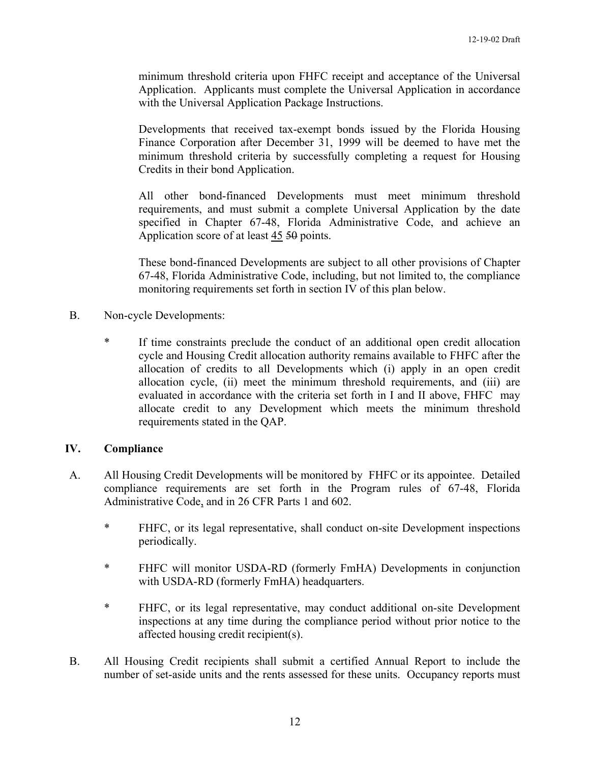minimum threshold criteria upon FHFC receipt and acceptance of the Universal Application. Applicants must complete the Universal Application in accordance with the Universal Application Package Instructions.

Developments that received tax-exempt bonds issued by the Florida Housing Finance Corporation after December 31, 1999 will be deemed to have met the minimum threshold criteria by successfully completing a request for Housing Credits in their bond Application.

All other bond-financed Developments must meet minimum threshold requirements, and must submit a complete Universal Application by the date specified in Chapter 67-48, Florida Administrative Code, and achieve an Application score of at least <u>45</u> ~~50~~ points.

These bond-financed Developments are subject to all other provisions of Chapter 67-48, Florida Administrative Code, including, but not limited to, the compliance monitoring requirements set forth in section IV of this plan below.

B. Non-cycle Developments:

* If time constraints preclude the conduct of an additional open credit allocation cycle and Housing Credit allocation authority remains available to FHFC after the allocation of credits to all Developments which (i) apply in an open credit allocation cycle, (ii) meet the minimum threshold requirements, and (iii) are evaluated in accordance with the criteria set forth in I and II above, FHFC may allocate credit to any Development which meets the minimum threshold requirements stated in the QAP.

## IV. Compliance

A. All Housing Credit Developments will be monitored by FHFC or its appointee. Detailed compliance requirements are set forth in the Program rules of 67-48, Florida Administrative Code, and in 26 CFR Parts 1 and 602.

* FHFC, or its legal representative, shall conduct on-site Development inspections periodically.

* FHFC will monitor USDA-RD (formerly FmHA) Developments in conjunction with USDA-RD (formerly FmHA) headquarters.

* FHFC, or its legal representative, may conduct additional on-site Development inspections at any time during the compliance period without prior notice to the affected housing credit recipient(s).

B. All Housing Credit recipients shall submit a certified Annual Report to include the number of set-aside units and the rents assessed for these units. Occupancy reports must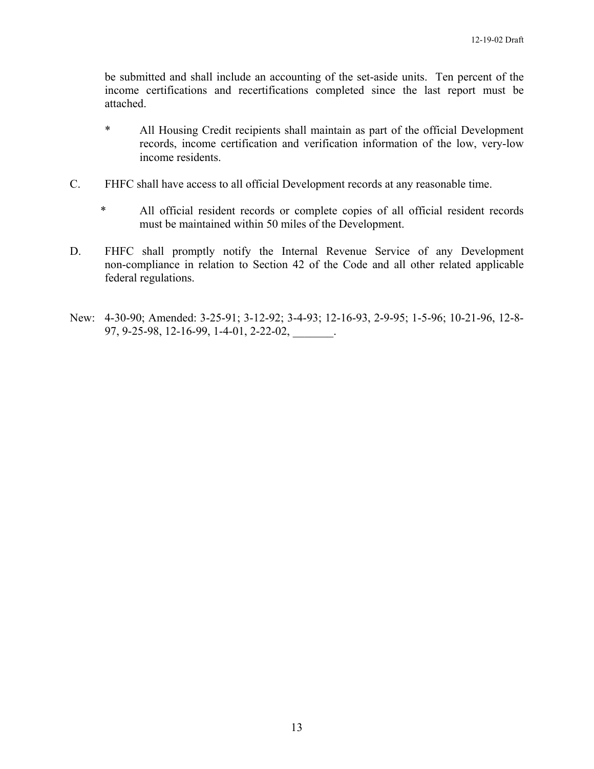be submitted and shall include an accounting of the set-aside units. Ten percent of the income certifications and recertifications completed since the last report must be attached.

\* All Housing Credit recipients shall maintain as part of the official Development records, income certification and verification information of the low, very-low income residents.

C. FHFC shall have access to all official Development records at any reasonable time.

\* All official resident records or complete copies of all official resident records must be maintained within 50 miles of the Development.

D. FHFC shall promptly notify the Internal Revenue Service of any Development non-compliance in relation to Section 42 of the Code and all other related applicable federal regulations.

New: 4-30-90; Amended: 3-25-91; 3-12-92; 3-4-93; 12-16-93, 2-9-95; 1-5-96; 10-21-96, 12-8-97, 9-25-98, 12-16-99, 1-4-01, 2-22-02, _______.